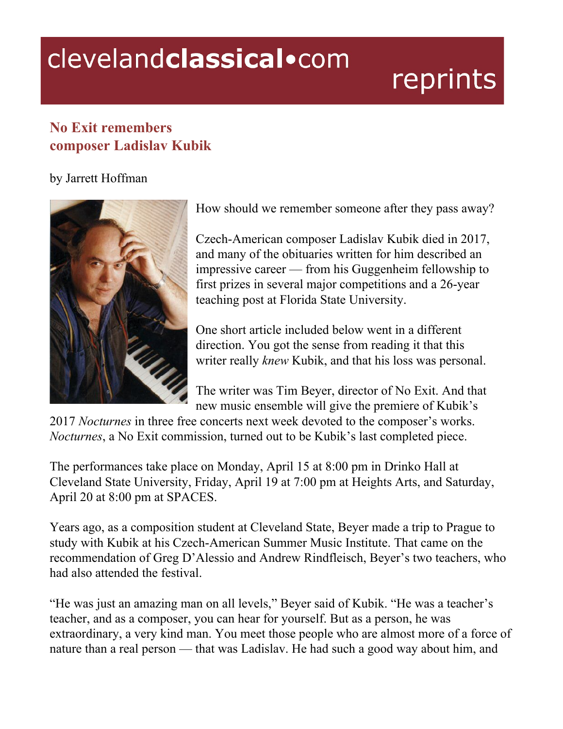clevelandclassical•com reprints

## No Exit remembers composer Ladislav Kubik

by Jarrett Hoffman

How should we remember someone after they pass away?

Czech-American composer Ladislav Kubik died in 2017, and many of the obituaries written for him described an impressive career — from his Guggenheim fellowship to first prizes in several major competitions and a 26-year teaching post at Florida State University.

One short article included below went in a different direction. You got the sense from reading it that this writer really *knew* Kubik, and that his loss was personal.

The writer was Tim Beyer, director of No Exit. And that new music ensemble will give the premiere of Kubik's 2017 *Nocturnes* in three free concerts next week devoted to the composer's works. *Nocturnes*, a No Exit commission, turned out to be Kubik's last completed piece.

The performances take place on Monday, April 15 at 8:00 pm in Drinko Hall at Cleveland State University, Friday, April 19 at 7:00 pm at Heights Arts, and Saturday, April 20 at 8:00 pm at SPACES.

Years ago, as a composition student at Cleveland State, Beyer made a trip to Prague to study with Kubik at his Czech-American Summer Music Institute. That came on the recommendation of Greg D'Alessio and Andrew Rindfleisch, Beyer's two teachers, who had also attended the festival.

"He was just an amazing man on all levels," Beyer said of Kubik. "He was a teacher's teacher, and as a composer, you can hear for yourself. But as a person, he was extraordinary, a very kind man. You meet those people who are almost more of a force of nature than a real person — that was Ladislav. He had such a good way about him, and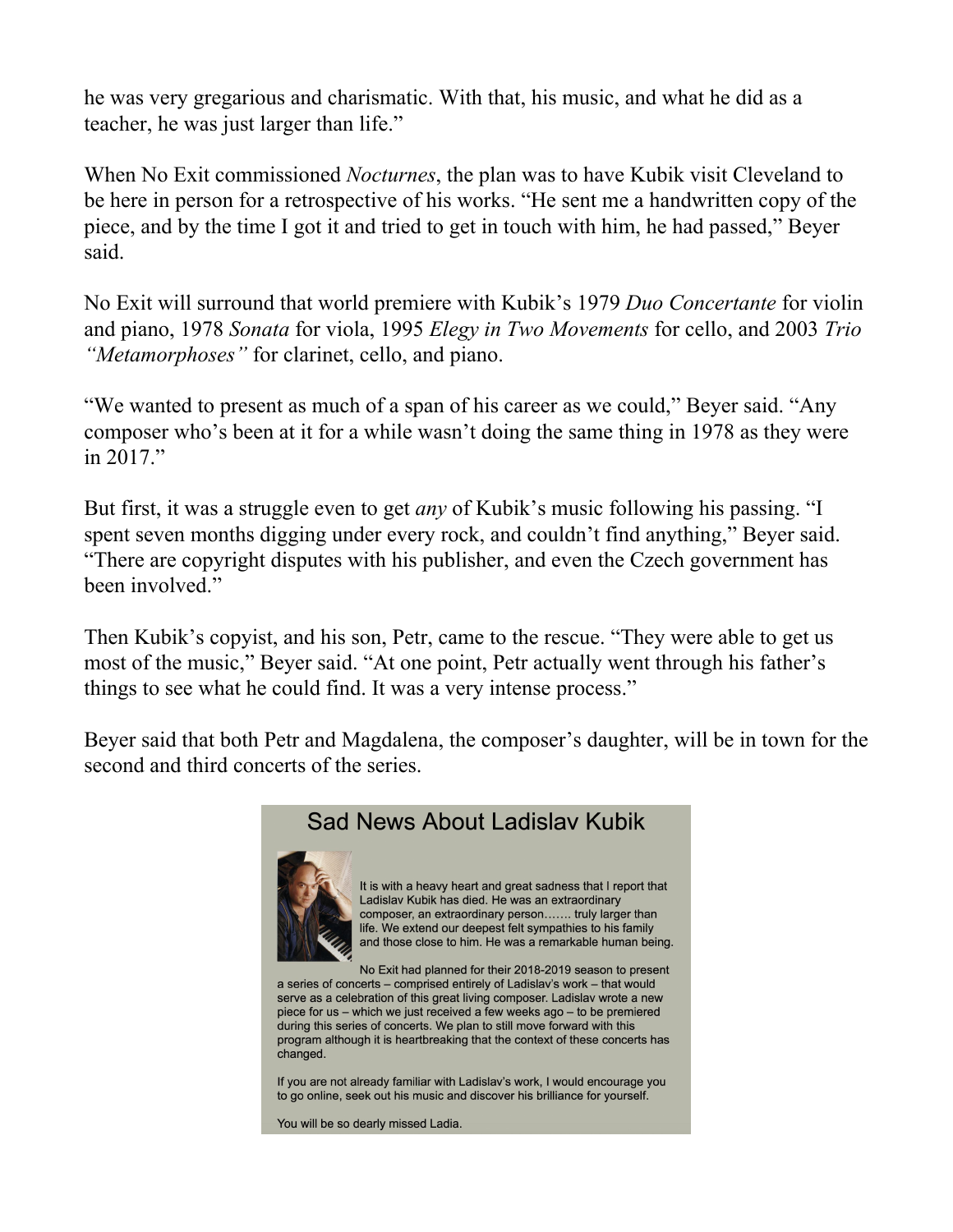he was very gregarious and charismatic. With that, his music, and what he did as a teacher, he was just larger than life."

When No Exit commissioned *Nocturnes*, the plan was to have Kubik visit Cleveland to be here in person for a retrospective of his works. "He sent me a handwritten copy of the piece, and by the time I got it and tried to get in touch with him, he had passed," Beyer said.

No Exit will surround that world premiere with Kubik's 1979 *Duo Concertante* for violin and piano, 1978 *Sonata* for viola, 1995 *Elegy in Two Movements* for cello, and 2003 *Trio "Metamorphoses"* for clarinet, cello, and piano.

"We wanted to present as much of a span of his career as we could," Beyer said. "Any composer who's been at it for a while wasn't doing the same thing in 1978 as they were in 2017."

But first, it was a struggle even to get *any* of Kubik's music following his passing. "I spent seven months digging under every rock, and couldn't find anything," Beyer said. "There are copyright disputes with his publisher, and even the Czech government has been involved."

Then Kubik's copyist, and his son, Petr, came to the rescue. "They were able to get us most of the music," Beyer said. "At one point, Petr actually went through his father's things to see what he could find. It was a very intense process."

Beyer said that both Petr and Magdalena, the composer's daughter, will be in town for the second and third concerts of the series.

## Sad News About Ladislav Kubik

It is with a heavy heart and great sadness that I report that Ladislav Kubik has died. He was an extraordinary composer, an extraordinary person……. truly larger than life. We extend our deepest felt sympathies to his family and those close to him. He was a remarkable human being.

No Exit had planned for their 2018-2019 season to present a series of concerts – comprised entirely of Ladislav's work – that would serve as a celebration of this great living composer. Ladislav wrote a new piece for us – which we just received a few weeks ago – to be premiered during this series of concerts. We plan to still move forward with this program although it is heartbreaking that the context of these concerts has changed.

If you are not already familiar with Ladislav's work, I would encourage you to go online, seek out his music and discover his brilliance for yourself.

You will be so dearly missed Ladia.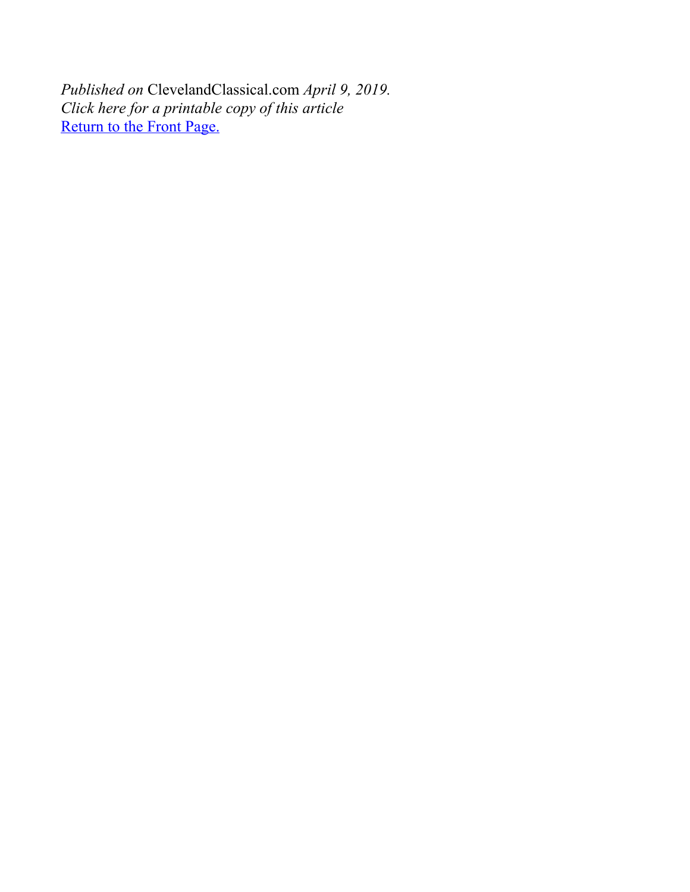*Published on* ClevelandClassical.com *April 9, 2019.*
*Click here for a printable copy of this article*
[Return to the Front Page.]